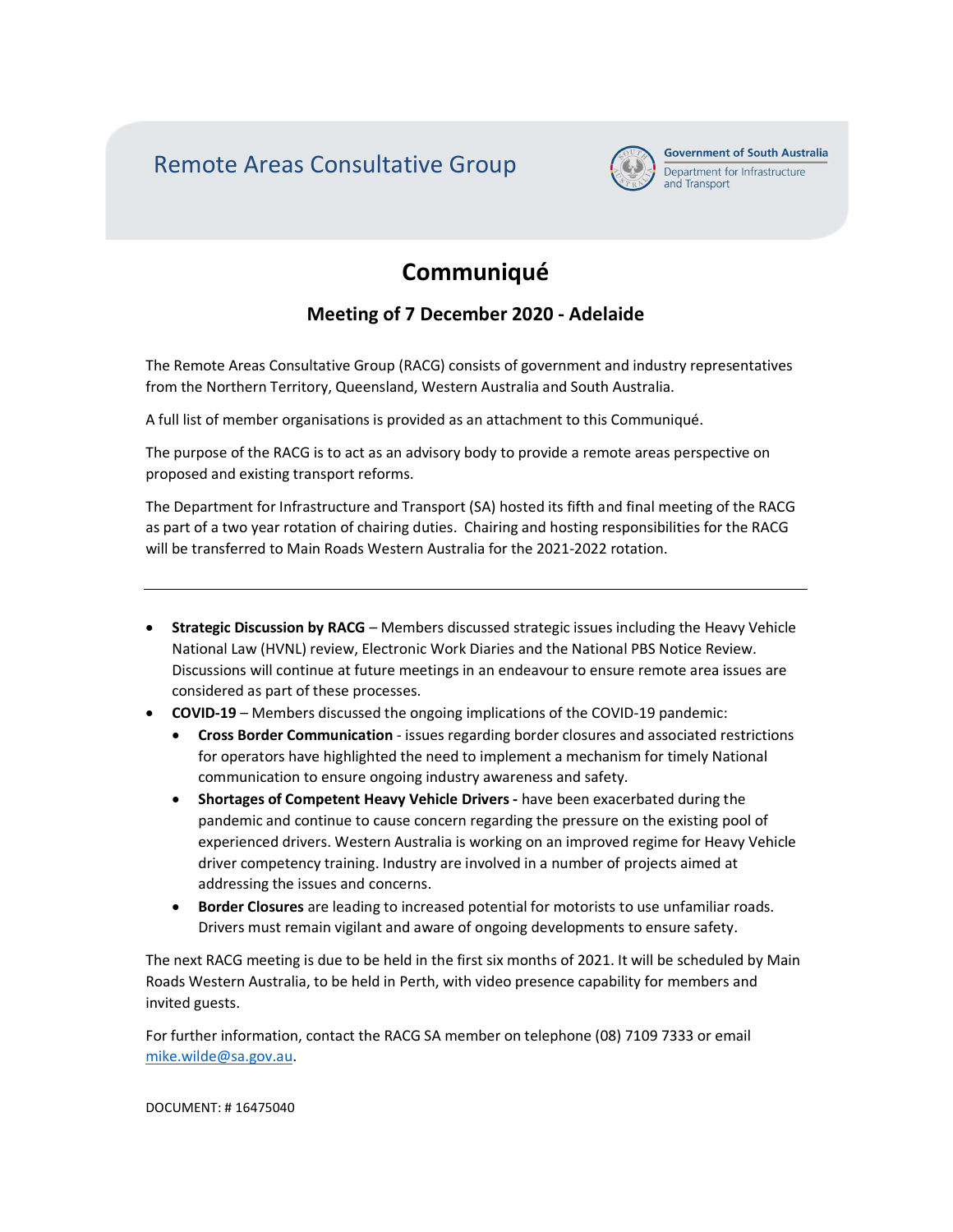Remote Areas Consultative Group

Government of South Australia
Department for Infrastructure and Transport

# Communiqué

## Meeting of 7 December 2020 - Adelaide

The Remote Areas Consultative Group (RACG) consists of government and industry representatives from the Northern Territory, Queensland, Western Australia and South Australia.

A full list of member organisations is provided as an attachment to this Communiqué.

The purpose of the RACG is to act as an advisory body to provide a remote areas perspective on proposed and existing transport reforms.

The Department for Infrastructure and Transport (SA) hosted its fifth and final meeting of the RACG as part of a two year rotation of chairing duties. Chairing and hosting responsibilities for the RACG will be transferred to Main Roads Western Australia for the 2021-2022 rotation.

---

- **Strategic Discussion by RACG** – Members discussed strategic issues including the Heavy Vehicle National Law (HVNL) review, Electronic Work Diaries and the National PBS Notice Review. Discussions will continue at future meetings in an endeavour to ensure remote area issues are considered as part of these processes.
- **COVID-19** – Members discussed the ongoing implications of the COVID-19 pandemic:
  - **Cross Border Communication** - issues regarding border closures and associated restrictions for operators have highlighted the need to implement a mechanism for timely National communication to ensure ongoing industry awareness and safety.
  - **Shortages of Competent Heavy Vehicle Drivers -** have been exacerbated during the pandemic and continue to cause concern regarding the pressure on the existing pool of experienced drivers. Western Australia is working on an improved regime for Heavy Vehicle driver competency training. Industry are involved in a number of projects aimed at addressing the issues and concerns.
  - **Border Closures** are leading to increased potential for motorists to use unfamiliar roads. Drivers must remain vigilant and aware of ongoing developments to ensure safety.

The next RACG meeting is due to be held in the first six months of 2021. It will be scheduled by Main Roads Western Australia, to be held in Perth, with video presence capability for members and invited guests.

For further information, contact the RACG SA member on telephone (08) 7109 7333 or email mike.wilde@sa.gov.au.

DOCUMENT: # 16475040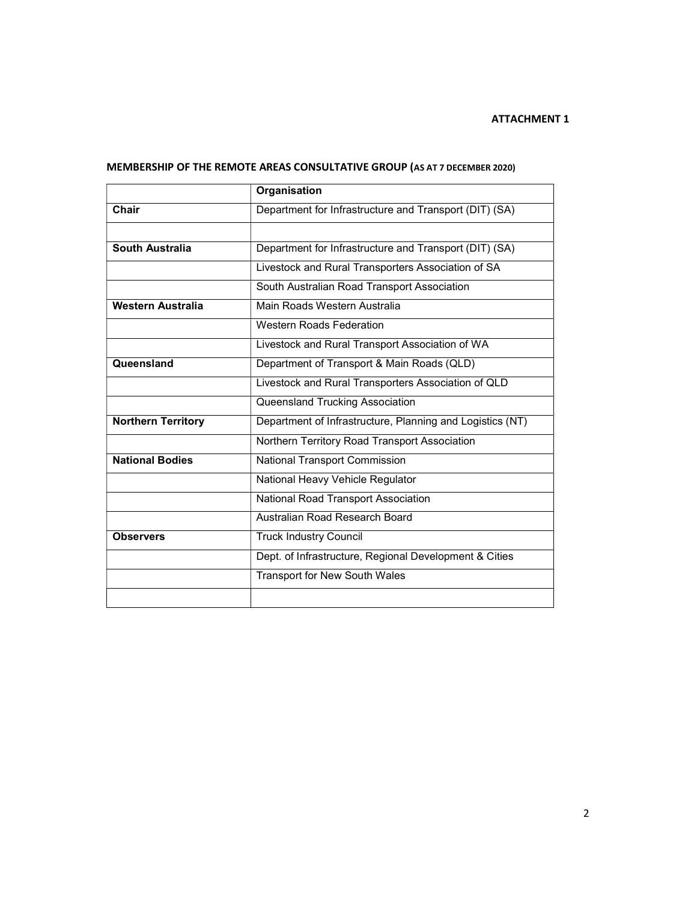**ATTACHMENT 1**

## MEMBERSHIP OF THE REMOTE AREAS CONSULTATIVE GROUP (AS AT 7 DECEMBER 2020)

| | Organisation |
|---|---|
| **Chair** | Department for Infrastructure and Transport (DIT) (SA) |
| | |
| **South Australia** | Department for Infrastructure and Transport (DIT) (SA) |
| | Livestock and Rural Transporters Association of SA |
| | South Australian Road Transport Association |
| **Western Australia** | Main Roads Western Australia |
| | Western Roads Federation |
| | Livestock and Rural Transport Association of WA |
| **Queensland** | Department of Transport & Main Roads (QLD) |
| | Livestock and Rural Transporters Association of QLD |
| | Queensland Trucking Association |
| **Northern Territory** | Department of Infrastructure, Planning and Logistics (NT) |
| | Northern Territory Road Transport Association |
| **National Bodies** | National Transport Commission |
| | National Heavy Vehicle Regulator |
| | National Road Transport Association |
| | Australian Road Research Board |
| **Observers** | Truck Industry Council |
| | Dept. of Infrastructure, Regional Development & Cities |
| | Transport for New South Wales |
| | |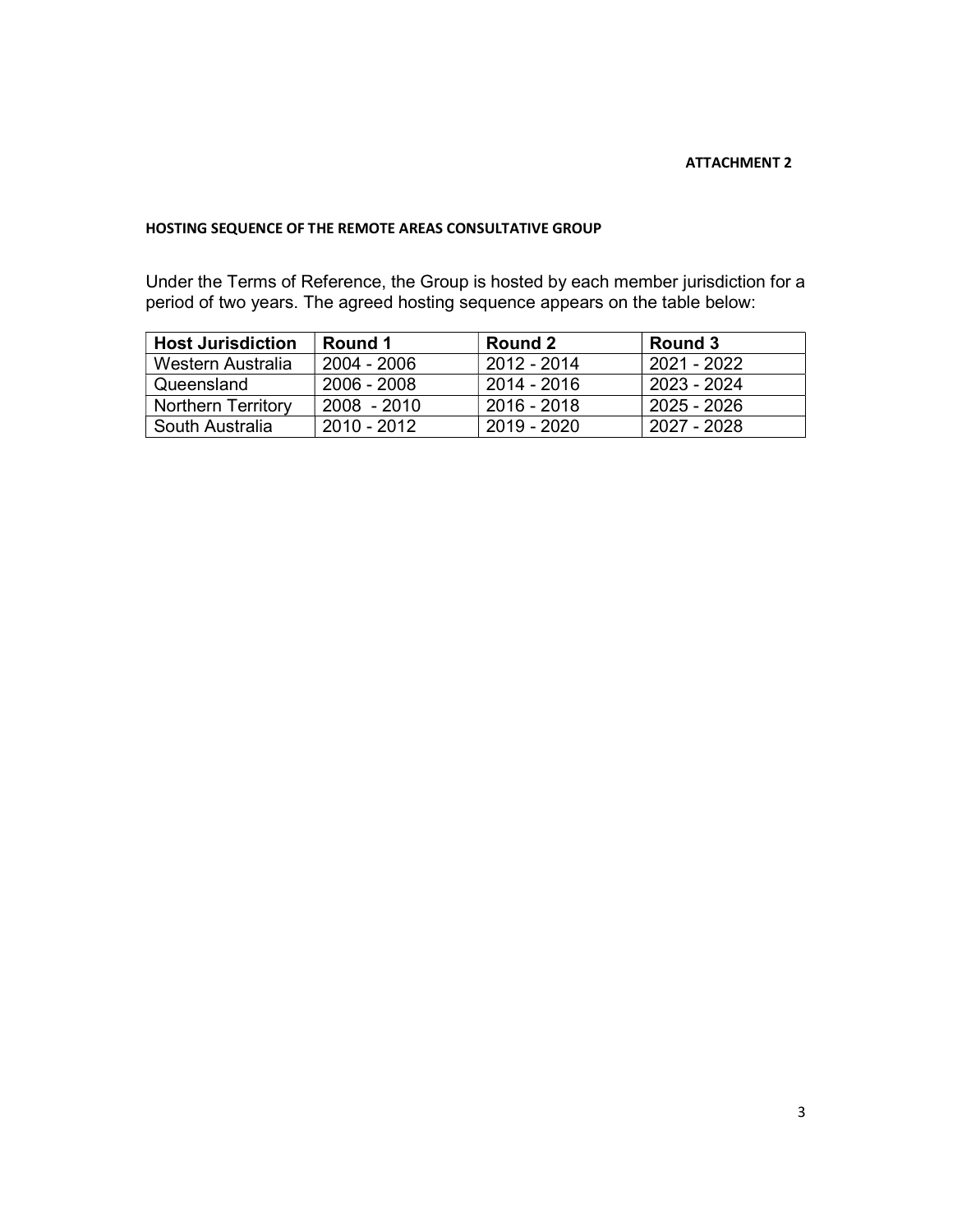**ATTACHMENT 2**

**HOSTING SEQUENCE OF THE REMOTE AREAS CONSULTATIVE GROUP**

Under the Terms of Reference, the Group is hosted by each member jurisdiction for a period of two years. The agreed hosting sequence appears on the table below:

| Host Jurisdiction | Round 1 | Round 2 | Round 3 |
|---|---|---|---|
| Western Australia | 2004 - 2006 | 2012 - 2014 | 2021 - 2022 |
| Queensland | 2006 - 2008 | 2014 - 2016 | 2023 - 2024 |
| Northern Territory | 2008 - 2010 | 2016 - 2018 | 2025 - 2026 |
| South Australia | 2010 - 2012 | 2019 - 2020 | 2027 - 2028 |